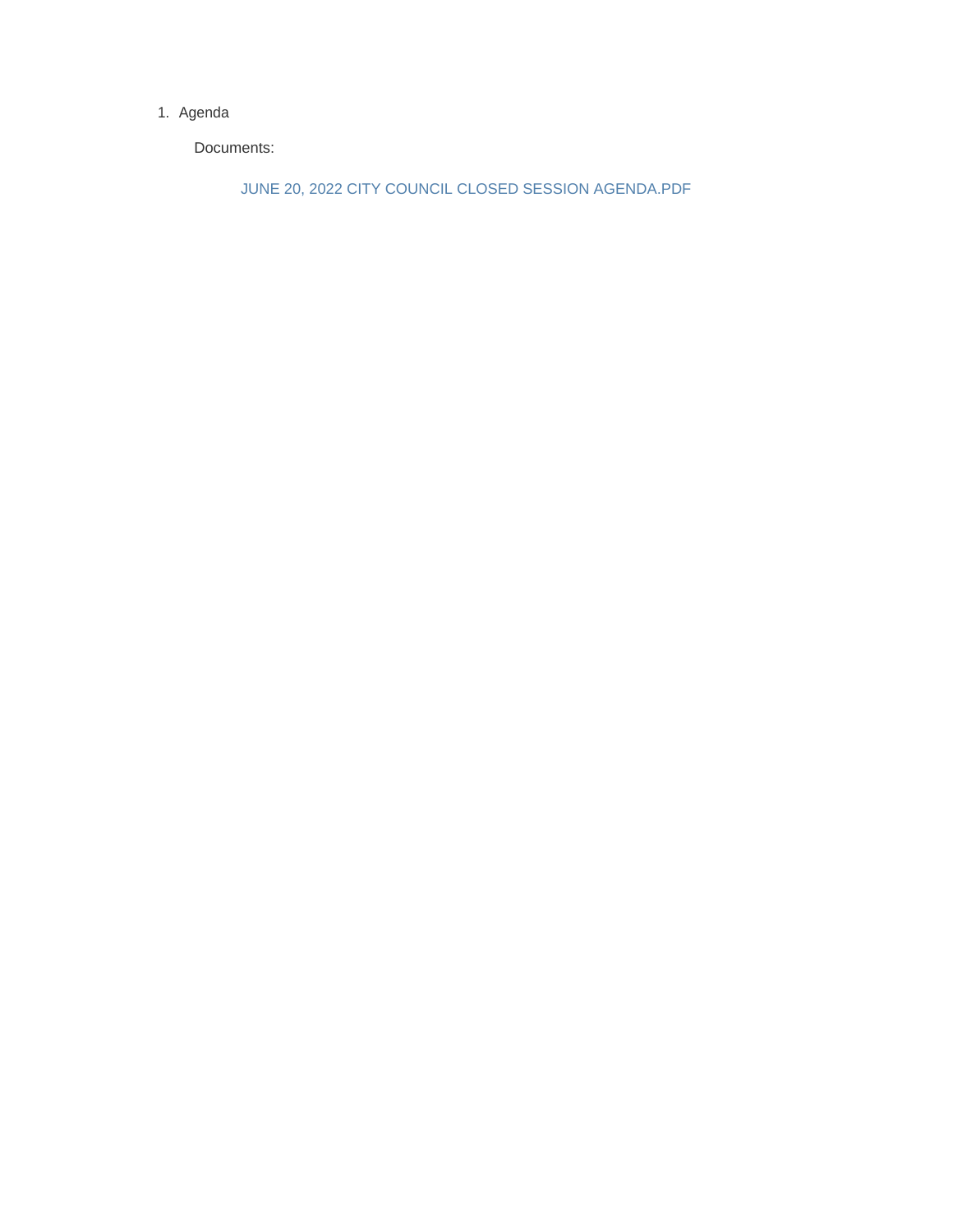1. Agenda

    Documents:

    JUNE 20, 2022 CITY COUNCIL CLOSED SESSION AGENDA.PDF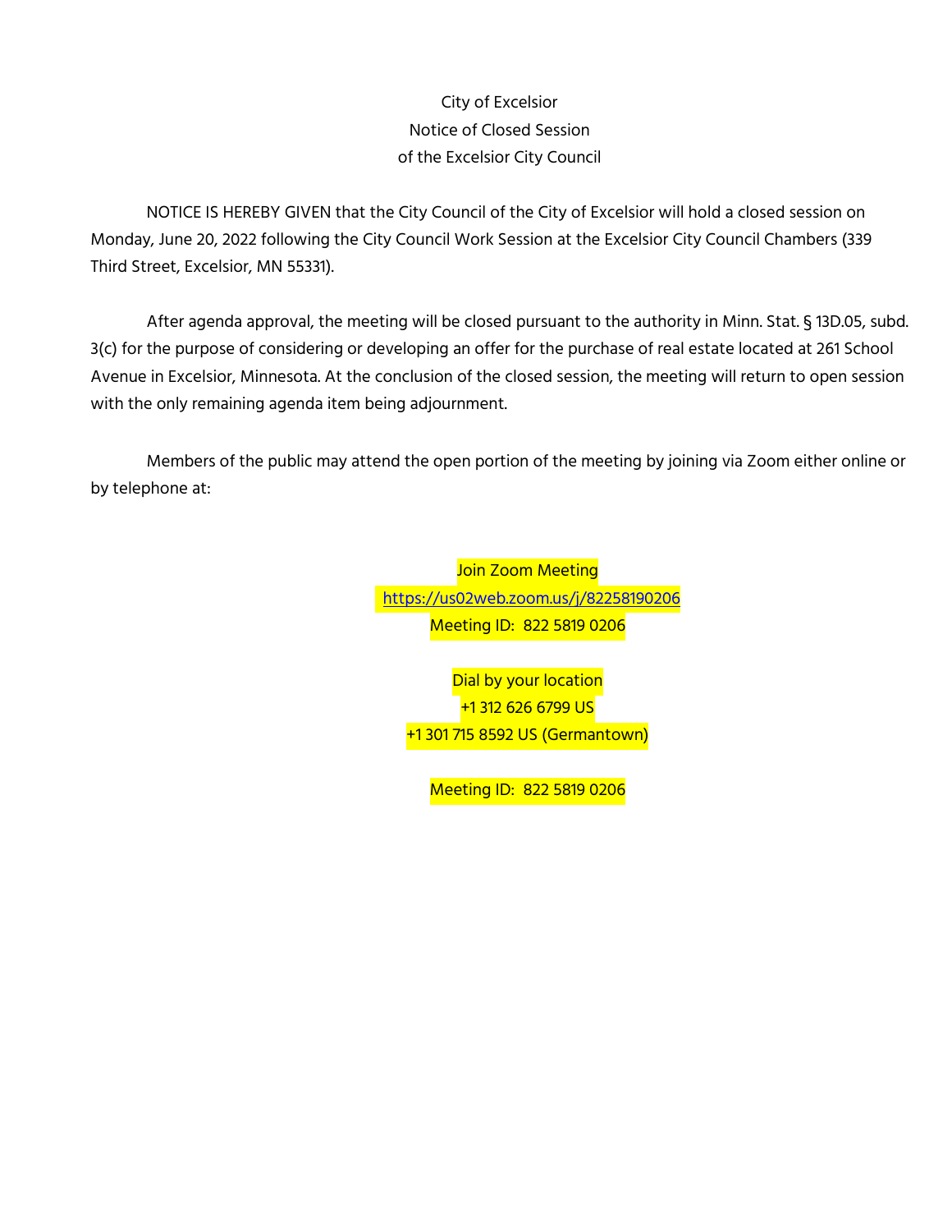City of Excelsior
Notice of Closed Session
of the Excelsior City Council

NOTICE IS HEREBY GIVEN that the City Council of the City of Excelsior will hold a closed session on Monday, June 20, 2022 following the City Council Work Session at the Excelsior City Council Chambers (339 Third Street, Excelsior, MN 55331).

After agenda approval, the meeting will be closed pursuant to the authority in Minn. Stat. § 13D.05, subd. 3(c) for the purpose of considering or developing an offer for the purchase of real estate located at 261 School Avenue in Excelsior, Minnesota. At the conclusion of the closed session, the meeting will return to open session with the only remaining agenda item being adjournment.

Members of the public may attend the open portion of the meeting by joining via Zoom either online or by telephone at:

Join Zoom Meeting
https://us02web.zoom.us/j/82258190206
Meeting ID: 822 5819 0206

Dial by your location
+1 312 626 6799 US
+1 301 715 8592 US (Germantown)

Meeting ID: 822 5819 0206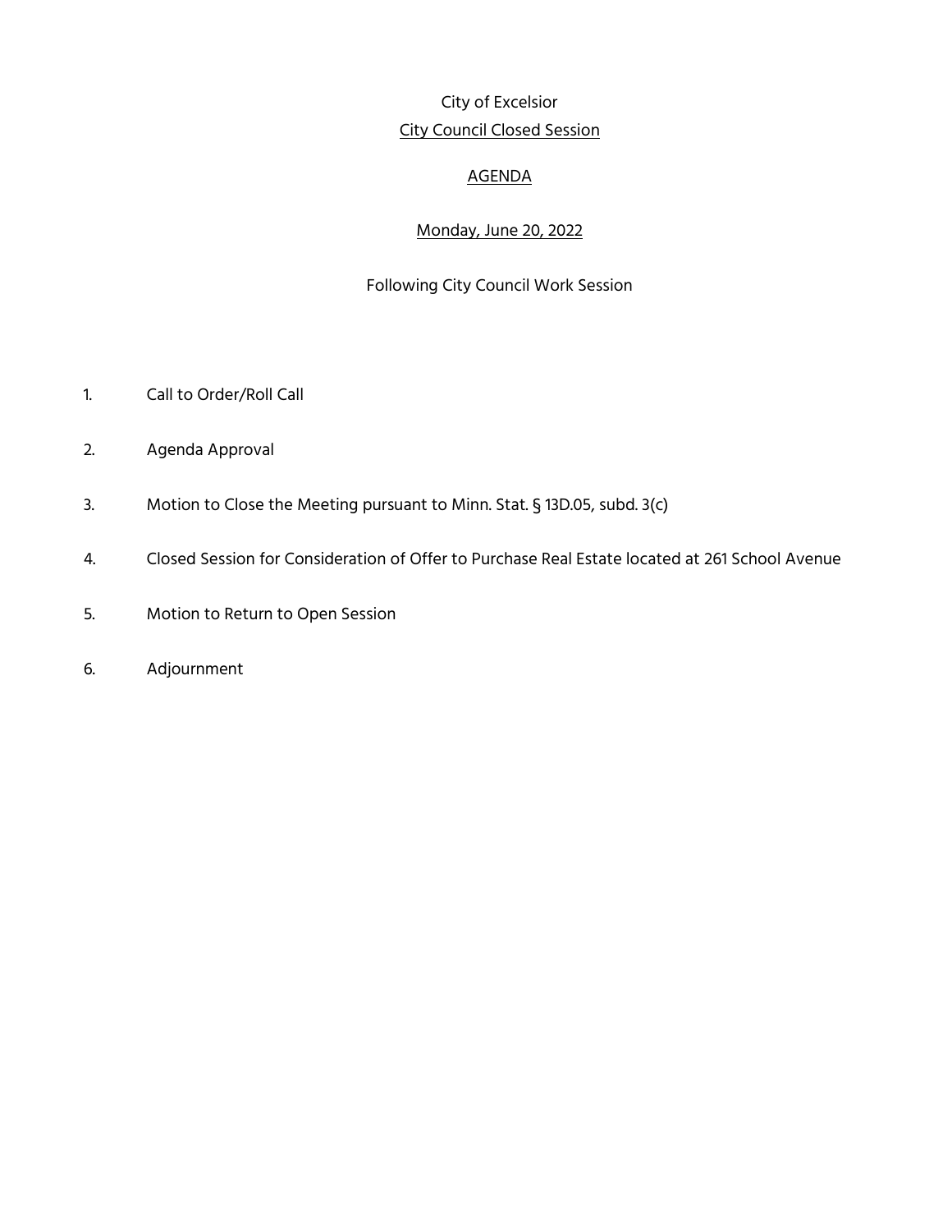City of Excelsior

City Council Closed Session

AGENDA

Monday, June 20, 2022

Following City Council Work Session

1. Call to Order/Roll Call
2. Agenda Approval
3. Motion to Close the Meeting pursuant to Minn. Stat. § 13D.05, subd. 3(c)
4. Closed Session for Consideration of Offer to Purchase Real Estate located at 261 School Avenue
5. Motion to Return to Open Session
6. Adjournment